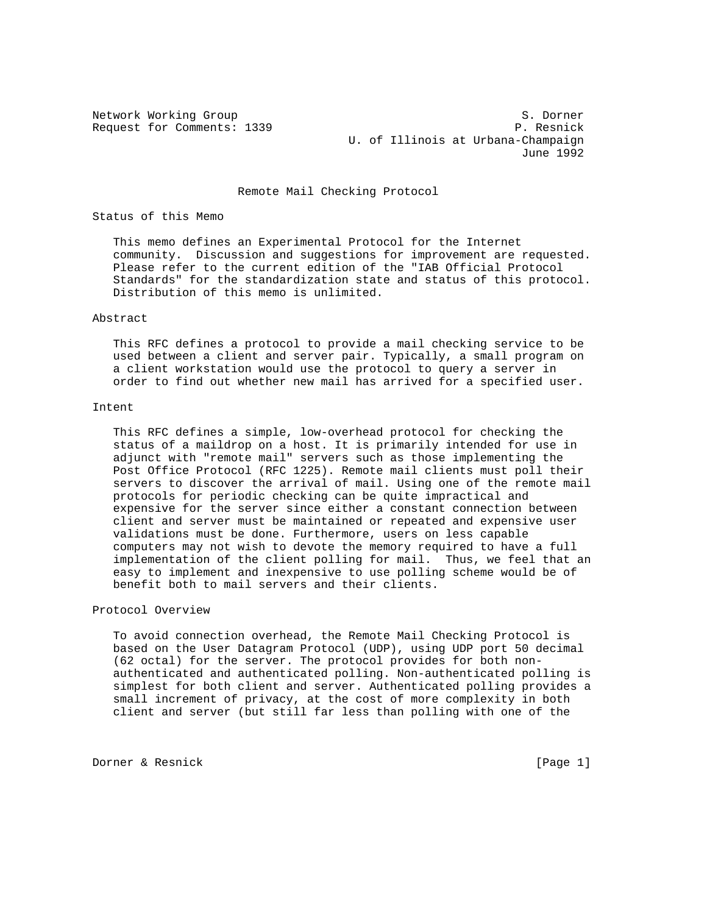Network Working Group S. Dorner
Request for Comments: 1339 P. Resnick
U. of Illinois at Urbana-Champaign
June 1992

# Remote Mail Checking Protocol

## Status of this Memo

This memo defines an Experimental Protocol for the Internet community. Discussion and suggestions for improvement are requested. Please refer to the current edition of the "IAB Official Protocol Standards" for the standardization state and status of this protocol. Distribution of this memo is unlimited.

## Abstract

This RFC defines a protocol to provide a mail checking service to be used between a client and server pair. Typically, a small program on a client workstation would use the protocol to query a server in order to find out whether new mail has arrived for a specified user.

## Intent

This RFC defines a simple, low-overhead protocol for checking the status of a maildrop on a host. It is primarily intended for use in adjunct with "remote mail" servers such as those implementing the Post Office Protocol (RFC 1225). Remote mail clients must poll their servers to discover the arrival of mail. Using one of the remote mail protocols for periodic checking can be quite impractical and expensive for the server since either a constant connection between client and server must be maintained or repeated and expensive user validations must be done. Furthermore, users on less capable computers may not wish to devote the memory required to have a full implementation of the client polling for mail. Thus, we feel that an easy to implement and inexpensive to use polling scheme would be of benefit both to mail servers and their clients.

## Protocol Overview

To avoid connection overhead, the Remote Mail Checking Protocol is based on the User Datagram Protocol (UDP), using UDP port 50 decimal (62 octal) for the server. The protocol provides for both non-authenticated and authenticated polling. Non-authenticated polling is simplest for both client and server. Authenticated polling provides a small increment of privacy, at the cost of more complexity in both client and server (but still far less than polling with one of the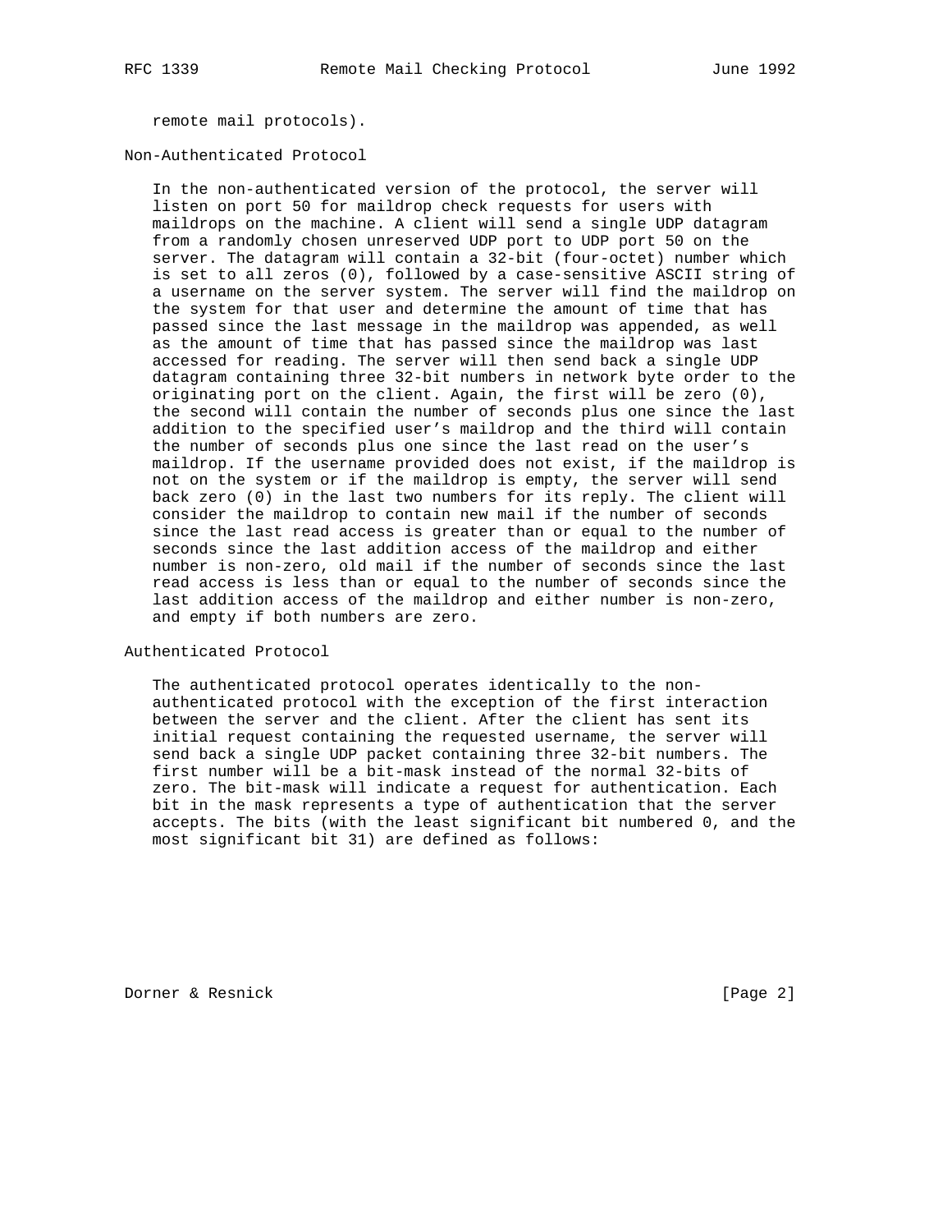remote mail protocols).

## Non-Authenticated Protocol

In the non-authenticated version of the protocol, the server will listen on port 50 for maildrop check requests for users with maildrops on the machine. A client will send a single UDP datagram from a randomly chosen unreserved UDP port to UDP port 50 on the server. The datagram will contain a 32-bit (four-octet) number which is set to all zeros (0), followed by a case-sensitive ASCII string of a username on the server system. The server will find the maildrop on the system for that user and determine the amount of time that has passed since the last message in the maildrop was appended, as well as the amount of time that has passed since the maildrop was last accessed for reading. The server will then send back a single UDP datagram containing three 32-bit numbers in network byte order to the originating port on the client. Again, the first will be zero (0), the second will contain the number of seconds plus one since the last addition to the specified user's maildrop and the third will contain the number of seconds plus one since the last read on the user's maildrop. If the username provided does not exist, if the maildrop is not on the system or if the maildrop is empty, the server will send back zero (0) in the last two numbers for its reply. The client will consider the maildrop to contain new mail if the number of seconds since the last read access is greater than or equal to the number of seconds since the last addition access of the maildrop and either number is non-zero, old mail if the number of seconds since the last read access is less than or equal to the number of seconds since the last addition access of the maildrop and either number is non-zero, and empty if both numbers are zero.

## Authenticated Protocol

The authenticated protocol operates identically to the non-authenticated protocol with the exception of the first interaction between the server and the client. After the client has sent its initial request containing the requested username, the server will send back a single UDP packet containing three 32-bit numbers. The first number will be a bit-mask instead of the normal 32-bits of zero. The bit-mask will indicate a request for authentication. Each bit in the mask represents a type of authentication that the server accepts. The bits (with the least significant bit numbered 0, and the most significant bit 31) are defined as follows: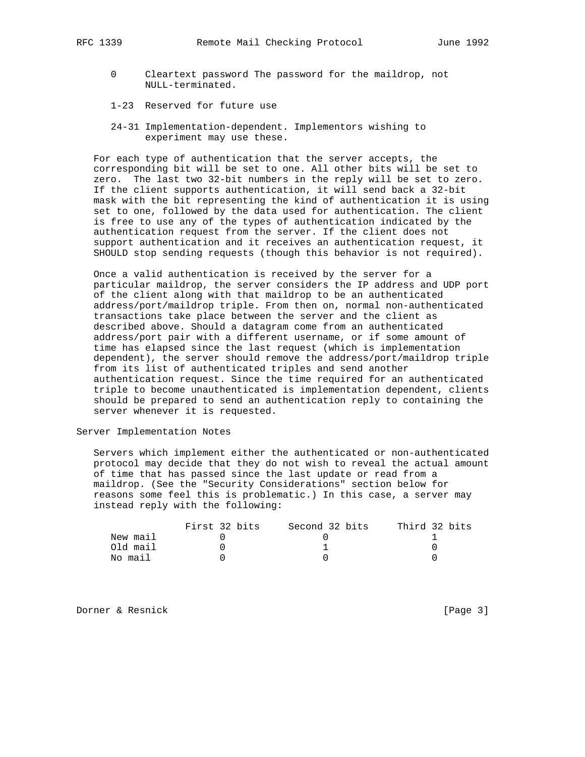- 0 Cleartext password The password for the maildrop, not NULL-terminated.
- 1-23 Reserved for future use
- 24-31 Implementation-dependent. Implementors wishing to experiment may use these.

For each type of authentication that the server accepts, the corresponding bit will be set to one. All other bits will be set to zero. The last two 32-bit numbers in the reply will be set to zero. If the client supports authentication, it will send back a 32-bit mask with the bit representing the kind of authentication it is using set to one, followed by the data used for authentication. The client is free to use any of the types of authentication indicated by the authentication request from the server. If the client does not support authentication and it receives an authentication request, it SHOULD stop sending requests (though this behavior is not required).

Once a valid authentication is received by the server for a particular maildrop, the server considers the IP address and UDP port of the client along with that maildrop to be an authenticated address/port/maildrop triple. From then on, normal non-authenticated transactions take place between the server and the client as described above. Should a datagram come from an authenticated address/port pair with a different username, or if some amount of time has elapsed since the last request (which is implementation dependent), the server should remove the address/port/maildrop triple from its list of authenticated triples and send another authentication request. Since the time required for an authenticated triple to become unauthenticated is implementation dependent, clients should be prepared to send an authentication reply to containing the server whenever it is requested.

## Server Implementation Notes

Servers which implement either the authenticated or non-authenticated protocol may decide that they do not wish to reveal the actual amount of time that has passed since the last update or read from a maildrop. (See the "Security Considerations" section below for reasons some feel this is problematic.) In this case, a server may instead reply with the following:

| | First 32 bits | Second 32 bits | Third 32 bits |
|---|---|---|---|
| New mail | 0 | 0 | 1 |
| Old mail | 0 | 1 | 0 |
| No mail | 0 | 0 | 0 |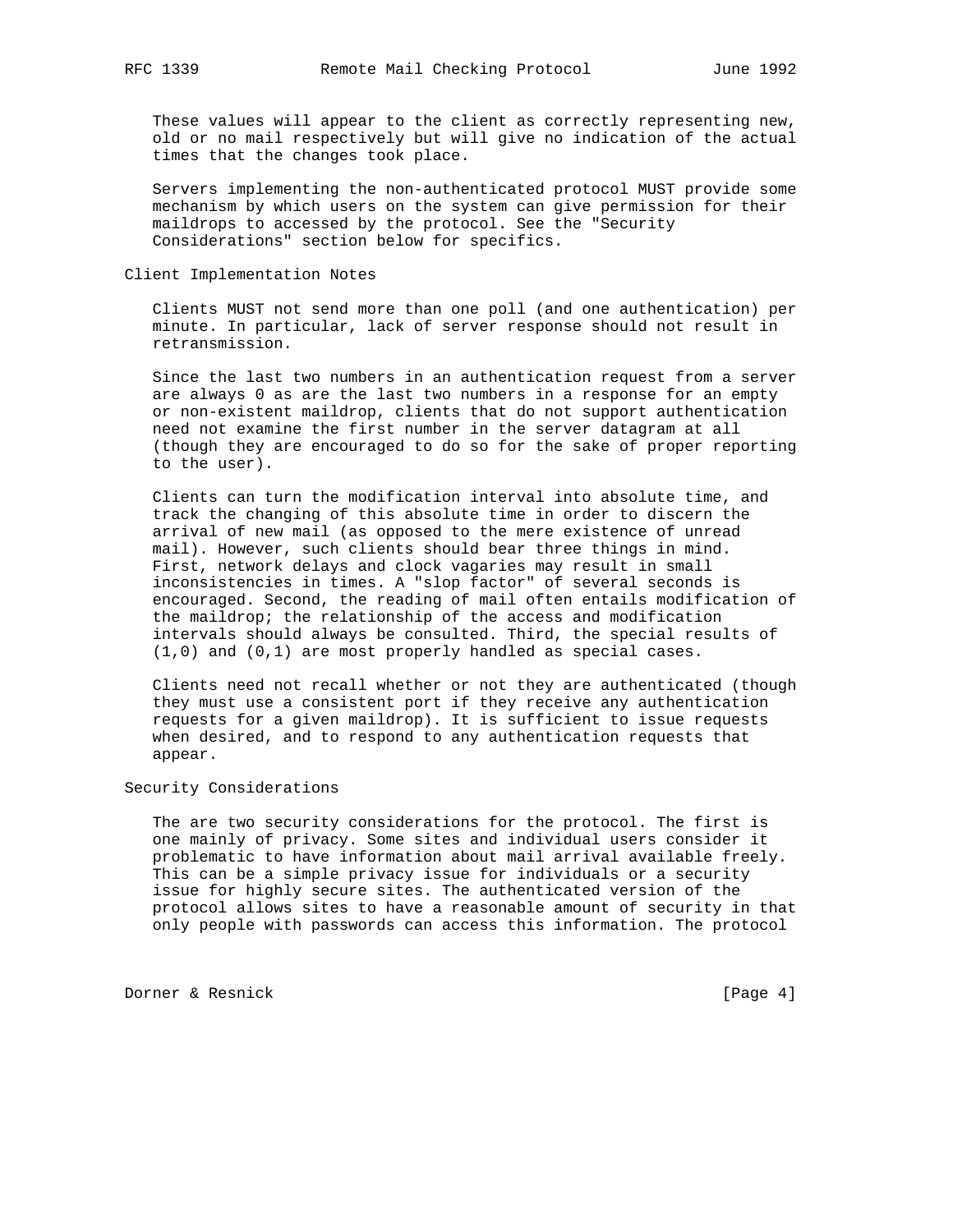These values will appear to the client as correctly representing new, old or no mail respectively but will give no indication of the actual times that the changes took place.

Servers implementing the non-authenticated protocol MUST provide some mechanism by which users on the system can give permission for their maildrops to accessed by the protocol. See the "Security Considerations" section below for specifics.

## Client Implementation Notes

Clients MUST not send more than one poll (and one authentication) per minute. In particular, lack of server response should not result in retransmission.

Since the last two numbers in an authentication request from a server are always 0 as are the last two numbers in a response for an empty or non-existent maildrop, clients that do not support authentication need not examine the first number in the server datagram at all (though they are encouraged to do so for the sake of proper reporting to the user).

Clients can turn the modification interval into absolute time, and track the changing of this absolute time in order to discern the arrival of new mail (as opposed to the mere existence of unread mail). However, such clients should bear three things in mind. First, network delays and clock vagaries may result in small inconsistencies in times. A "slop factor" of several seconds is encouraged. Second, the reading of mail often entails modification of the maildrop; the relationship of the access and modification intervals should always be consulted. Third, the special results of (1,0) and (0,1) are most properly handled as special cases.

Clients need not recall whether or not they are authenticated (though they must use a consistent port if they receive any authentication requests for a given maildrop). It is sufficient to issue requests when desired, and to respond to any authentication requests that appear.

## Security Considerations

The are two security considerations for the protocol. The first is one mainly of privacy. Some sites and individual users consider it problematic to have information about mail arrival available freely. This can be a simple privacy issue for individuals or a security issue for highly secure sites. The authenticated version of the protocol allows sites to have a reasonable amount of security in that only people with passwords can access this information. The protocol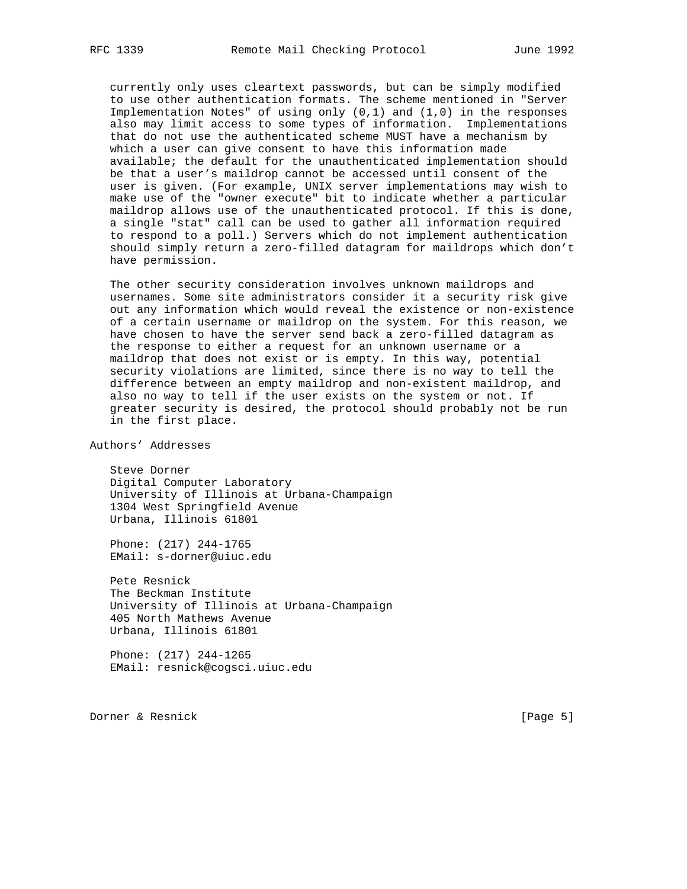currently only uses cleartext passwords, but can be simply modified to use other authentication formats. The scheme mentioned in "Server Implementation Notes" of using only (0,1) and (1,0) in the responses also may limit access to some types of information. Implementations that do not use the authenticated scheme MUST have a mechanism by which a user can give consent to have this information made available; the default for the unauthenticated implementation should be that a user’s maildrop cannot be accessed until consent of the user is given. (For example, UNIX server implementations may wish to make use of the "owner execute" bit to indicate whether a particular maildrop allows use of the unauthenticated protocol. If this is done, a single "stat" call can be used to gather all information required to respond to a poll.) Servers which do not implement authentication should simply return a zero-filled datagram for maildrops which don’t have permission.

The other security consideration involves unknown maildrops and usernames. Some site administrators consider it a security risk give out any information which would reveal the existence or non-existence of a certain username or maildrop on the system. For this reason, we have chosen to have the server send back a zero-filled datagram as the response to either a request for an unknown username or a maildrop that does not exist or is empty. In this way, potential security violations are limited, since there is no way to tell the difference between an empty maildrop and non-existent maildrop, and also no way to tell if the user exists on the system or not. If greater security is desired, the protocol should probably not be run in the first place.

## Authors’ Addresses

Steve Dorner
Digital Computer Laboratory
University of Illinois at Urbana-Champaign
1304 West Springfield Avenue
Urbana, Illinois 61801

Phone: (217) 244-1765
EMail: s-dorner@uiuc.edu

Pete Resnick
The Beckman Institute
University of Illinois at Urbana-Champaign
405 North Mathews Avenue
Urbana, Illinois 61801

Phone: (217) 244-1265
EMail: resnick@cogsci.uiuc.edu